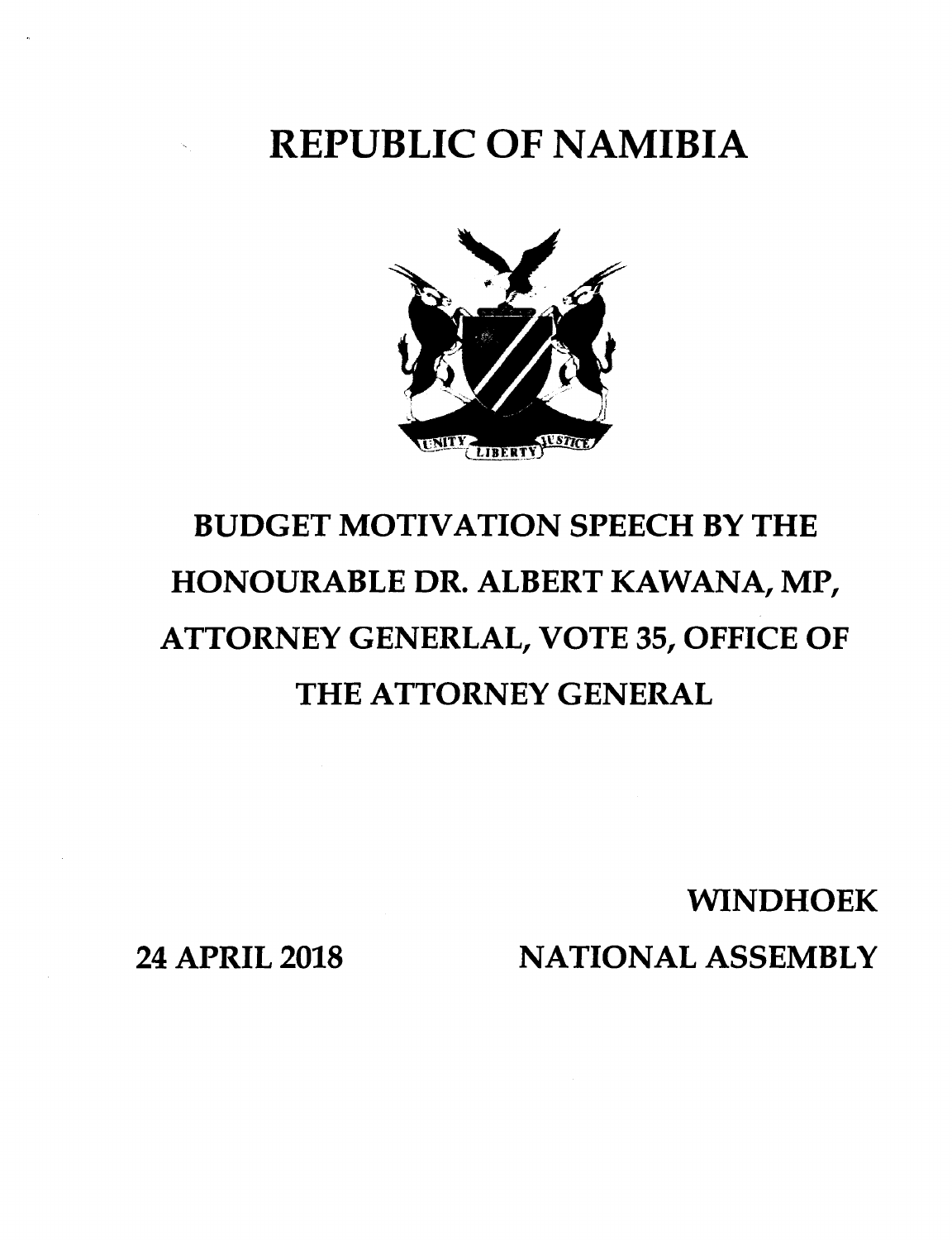# REPUBLIC OF NAMIBIA

UNITY LIBERTY JUSTICE

## BUDGET MOTIVATION SPEECH BY THE HONOURABLE DR. ALBERT KAWANA, MP, ATTORNEY GENERLAL, VOTE 35, OFFICE OF THE ATTORNEY GENERAL

WINDHOEK

24 APRIL 2018

NATIONAL ASSEMBLY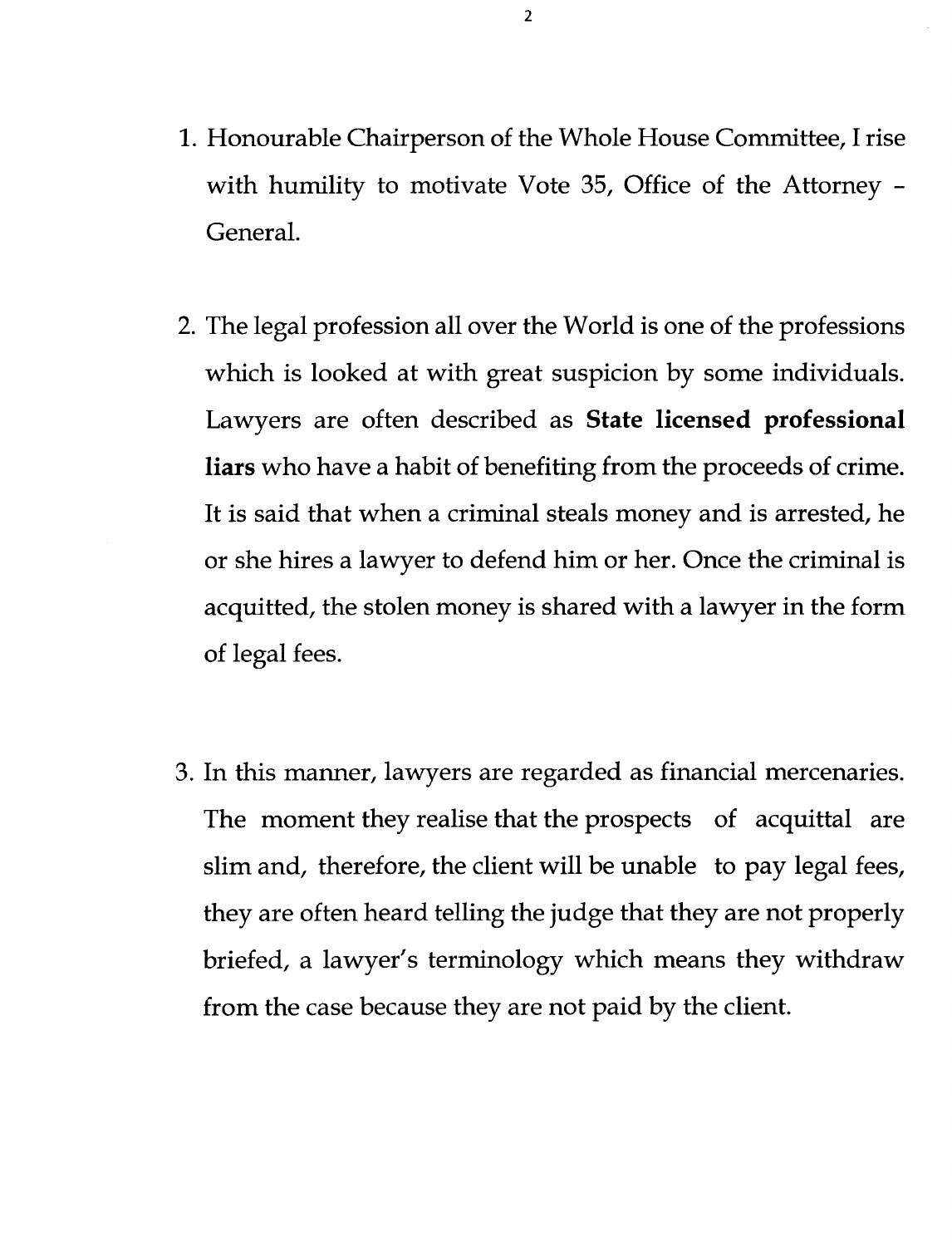1. Honourable Chairperson of the Whole House Committee, I rise with humility to motivate Vote 35, Office of the Attorney - General.

2. The legal profession all over the World is one of the professions which is looked at with great suspicion by some individuals. Lawyers are often described as **State licensed professional liars** who have a habit of benefiting from the proceeds of crime. It is said that when a criminal steals money and is arrested, he or she hires a lawyer to defend him or her. Once the criminal is acquitted, the stolen money is shared with a lawyer in the form of legal fees.

3. In this manner, lawyers are regarded as financial mercenaries. The moment they realise that the prospects of acquittal are slim and, therefore, the client will be unable to pay legal fees, they are often heard telling the judge that they are not properly briefed, a lawyer's terminology which means they withdraw from the case because they are not paid by the client.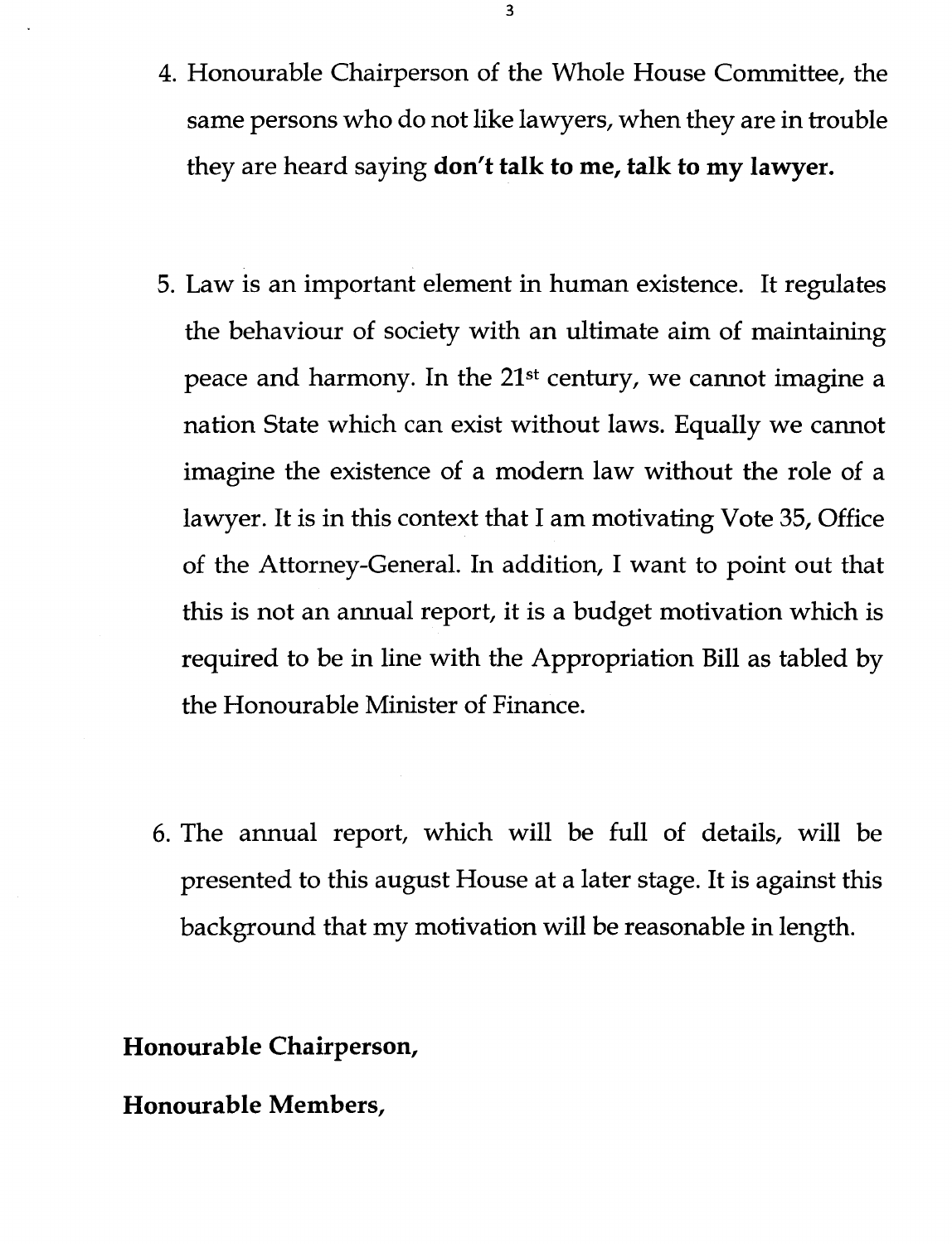4. Honourable Chairperson of the Whole House Committee, the same persons who do not like lawyers, when they are in trouble they are heard saying **don't talk to me, talk to my lawyer.**

5. Law is an important element in human existence. It regulates the behaviour of society with an ultimate aim of maintaining peace and harmony. In the 21st century, we cannot imagine a nation State which can exist without laws. Equally we cannot imagine the existence of a modern law without the role of a lawyer. It is in this context that I am motivating Vote 35, Office of the Attorney-General. In addition, I want to point out that this is not an annual report, it is a budget motivation which is required to be in line with the Appropriation Bill as tabled by the Honourable Minister of Finance.

6. The annual report, which will be full of details, will be presented to this august House at a later stage. It is against this background that my motivation will be reasonable in length.

**Honourable Chairperson,**

**Honourable Members,**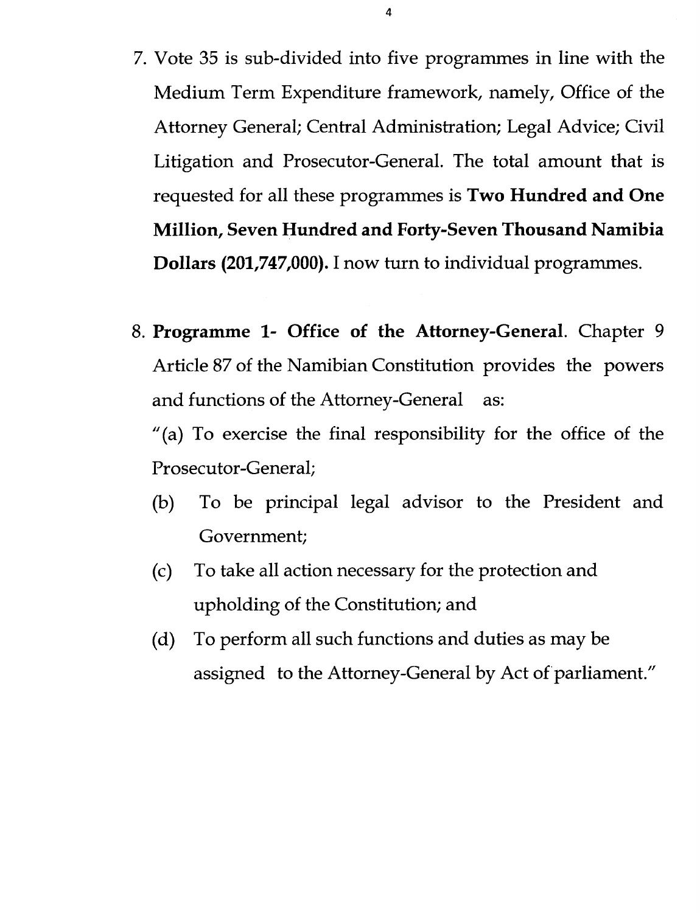7. Vote 35 is sub-divided into five programmes in line with the Medium Term Expenditure framework, namely, Office of the Attorney General; Central Administration; Legal Advice; Civil Litigation and Prosecutor-General. The total amount that is requested for all these programmes is **Two Hundred and One Million, Seven Hundred and Forty-Seven Thousand Namibia Dollars (201,747,000).** I now turn to individual programmes.

8. **Programme 1- Office of the Attorney-General**. Chapter 9 Article 87 of the Namibian Constitution provides the powers and functions of the Attorney-General as:

   "(a) To exercise the final responsibility for the office of the Prosecutor-General;

   (b) To be principal legal advisor to the President and Government;

   (c) To take all action necessary for the protection and upholding of the Constitution; and

   (d) To perform all such functions and duties as may be assigned to the Attorney-General by Act of parliament."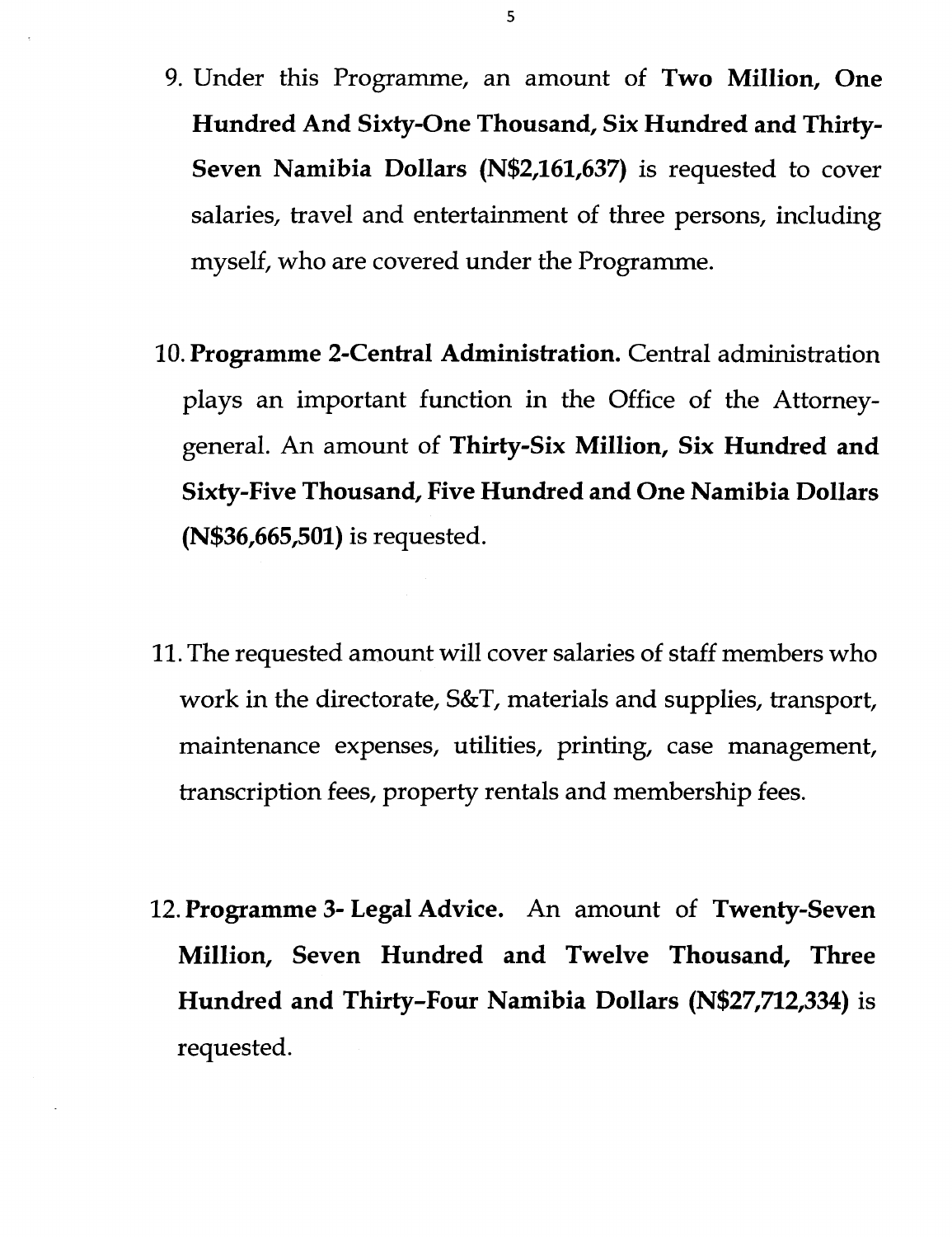9. Under this Programme, an amount of **Two Million, One Hundred And Sixty-One Thousand, Six Hundred and Thirty-Seven Namibia Dollars (N$2,161,637)** is requested to cover salaries, travel and entertainment of three persons, including myself, who are covered under the Programme.

10. **Programme 2-Central Administration.** Central administration plays an important function in the Office of the Attorney-general. An amount of **Thirty-Six Million, Six Hundred and Sixty-Five Thousand, Five Hundred and One Namibia Dollars (N$36,665,501)** is requested.

11. The requested amount will cover salaries of staff members who work in the directorate, S&T, materials and supplies, transport, maintenance expenses, utilities, printing, case management, transcription fees, property rentals and membership fees.

12. **Programme 3- Legal Advice.** An amount of **Twenty-Seven Million, Seven Hundred and Twelve Thousand, Three Hundred and Thirty-Four Namibia Dollars (N$27,712,334)** is requested.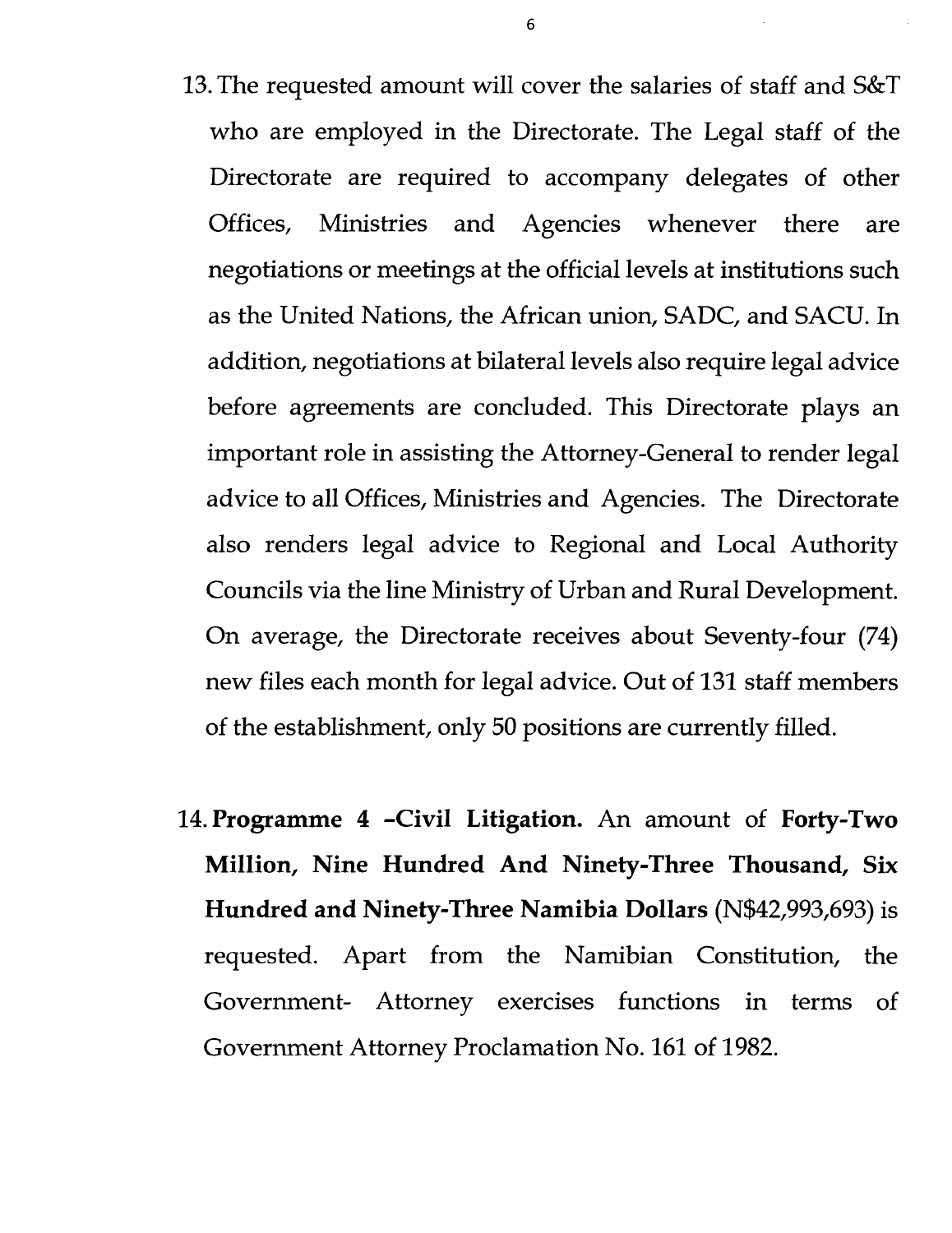13. The requested amount will cover the salaries of staff and S&T who are employed in the Directorate. The Legal staff of the Directorate are required to accompany delegates of other Offices, Ministries and Agencies whenever there are negotiations or meetings at the official levels at institutions such as the United Nations, the African union, SADC, and SACU. In addition, negotiations at bilateral levels also require legal advice before agreements are concluded. This Directorate plays an important role in assisting the Attorney-General to render legal advice to all Offices, Ministries and Agencies. The Directorate also renders legal advice to Regional and Local Authority Councils via the line Ministry of Urban and Rural Development. On average, the Directorate receives about Seventy-four (74) new files each month for legal advice. Out of 131 staff members of the establishment, only 50 positions are currently filled.

14. **Programme 4 –Civil Litigation.** An amount of **Forty-Two Million, Nine Hundred And Ninety-Three Thousand, Six Hundred and Ninety-Three Namibia Dollars** (N$42,993,693) is requested. Apart from the Namibian Constitution, the Government- Attorney exercises functions in terms of Government Attorney Proclamation No. 161 of 1982.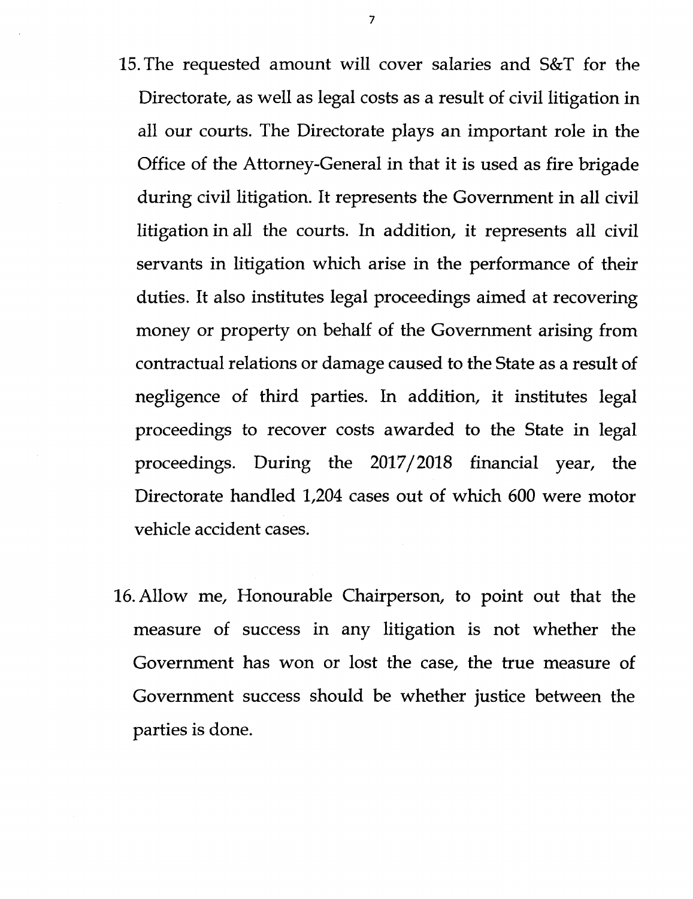15. The requested amount will cover salaries and S&T for the Directorate, as well as legal costs as a result of civil litigation in all our courts. The Directorate plays an important role in the Office of the Attorney-General in that it is used as fire brigade during civil litigation. It represents the Government in all civil litigation in all the courts. In addition, it represents all civil servants in litigation which arise in the performance of their duties. It also institutes legal proceedings aimed at recovering money or property on behalf of the Government arising from contractual relations or damage caused to the State as a result of negligence of third parties. In addition, it institutes legal proceedings to recover costs awarded to the State in legal proceedings. During the 2017/2018 financial year, the Directorate handled 1,204 cases out of which 600 were motor vehicle accident cases.

16. Allow me, Honourable Chairperson, to point out that the measure of success in any litigation is not whether the Government has won or lost the case, the true measure of Government success should be whether justice between the parties is done.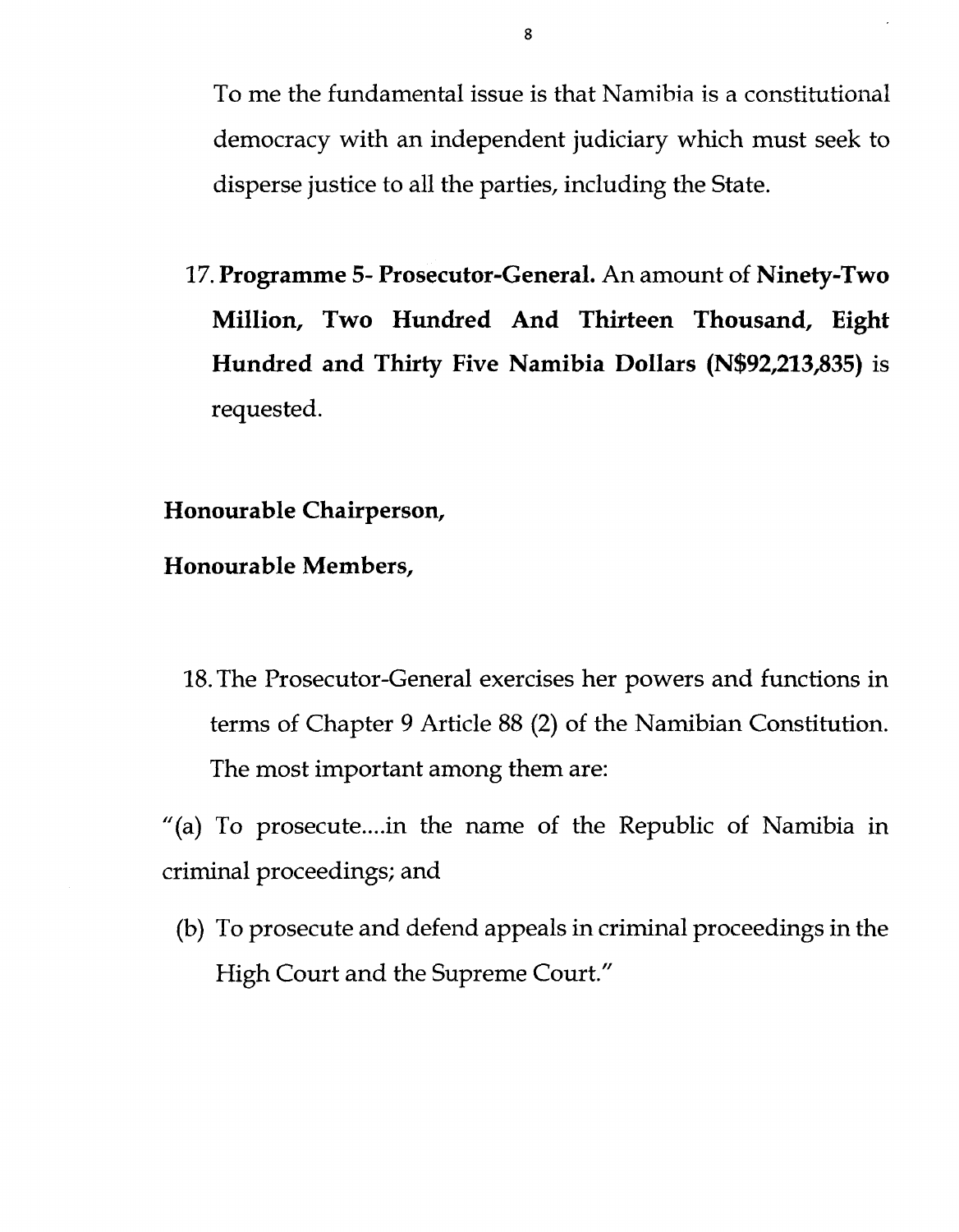To me the fundamental issue is that Namibia is a constitutional democracy with an independent judiciary which must seek to disperse justice to all the parties, including the State.

17. **Programme 5- Prosecutor-General.** An amount of **Ninety-Two Million, Two Hundred And Thirteen Thousand, Eight Hundred and Thirty Five Namibia Dollars (N$92,213,835)** is requested.

**Honourable Chairperson,**

**Honourable Members,**

18. The Prosecutor-General exercises her powers and functions in terms of Chapter 9 Article 88 (2) of the Namibian Constitution. The most important among them are:

"(a) To prosecute....in the name of the Republic of Namibia in criminal proceedings; and

(b) To prosecute and defend appeals in criminal proceedings in the High Court and the Supreme Court."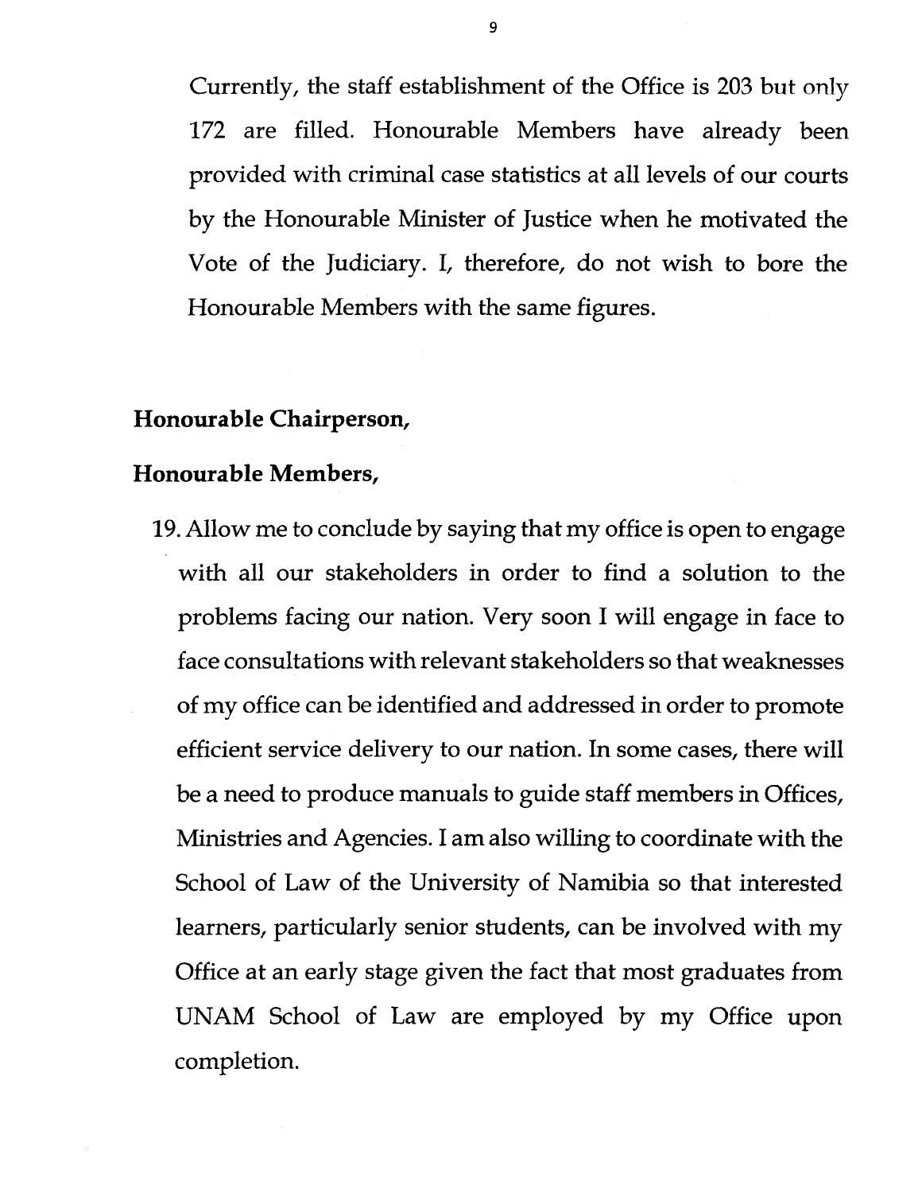Currently, the staff establishment of the Office is 203 but only 172 are filled. Honourable Members have already been provided with criminal case statistics at all levels of our courts by the Honourable Minister of Justice when he motivated the Vote of the Judiciary. I, therefore, do not wish to bore the Honourable Members with the same figures.

**Honourable Chairperson,**

**Honourable Members,**

19. Allow me to conclude by saying that my office is open to engage with all our stakeholders in order to find a solution to the problems facing our nation. Very soon I will engage in face to face consultations with relevant stakeholders so that weaknesses of my office can be identified and addressed in order to promote efficient service delivery to our nation. In some cases, there will be a need to produce manuals to guide staff members in Offices, Ministries and Agencies. I am also willing to coordinate with the School of Law of the University of Namibia so that interested learners, particularly senior students, can be involved with my Office at an early stage given the fact that most graduates from UNAM School of Law are employed by my Office upon completion.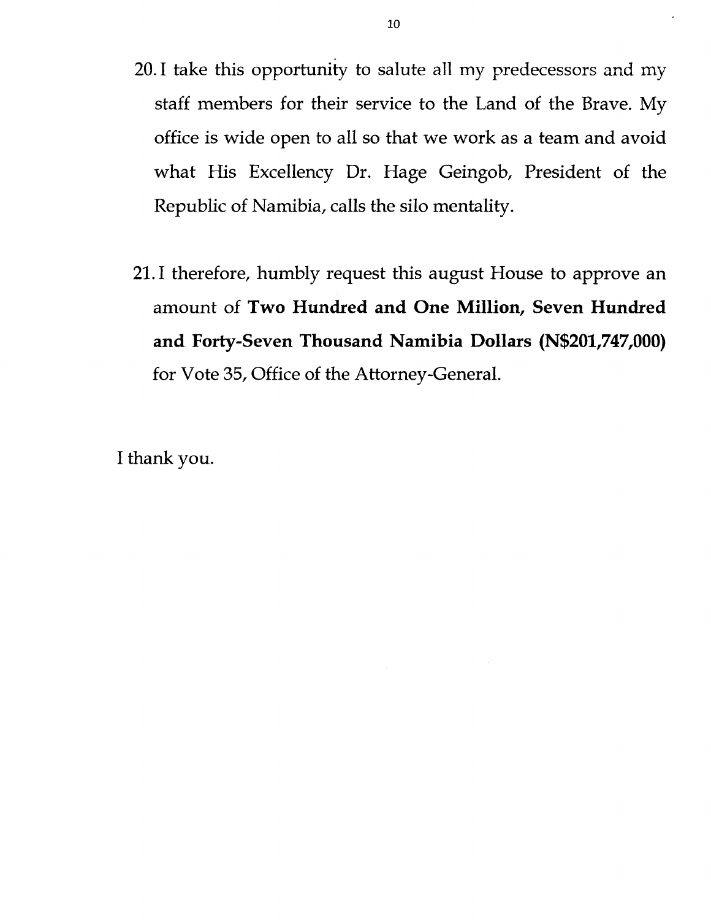20. I take this opportunity to salute all my predecessors and my staff members for their service to the Land of the Brave. My office is wide open to all so that we work as a team and avoid what His Excellency Dr. Hage Geingob, President of the Republic of Namibia, calls the silo mentality.

21. I therefore, humbly request this august House to approve an amount of **Two Hundred and One Million, Seven Hundred and Forty-Seven Thousand Namibia Dollars (N$201,747,000)** for Vote 35, Office of the Attorney-General.

I thank you.